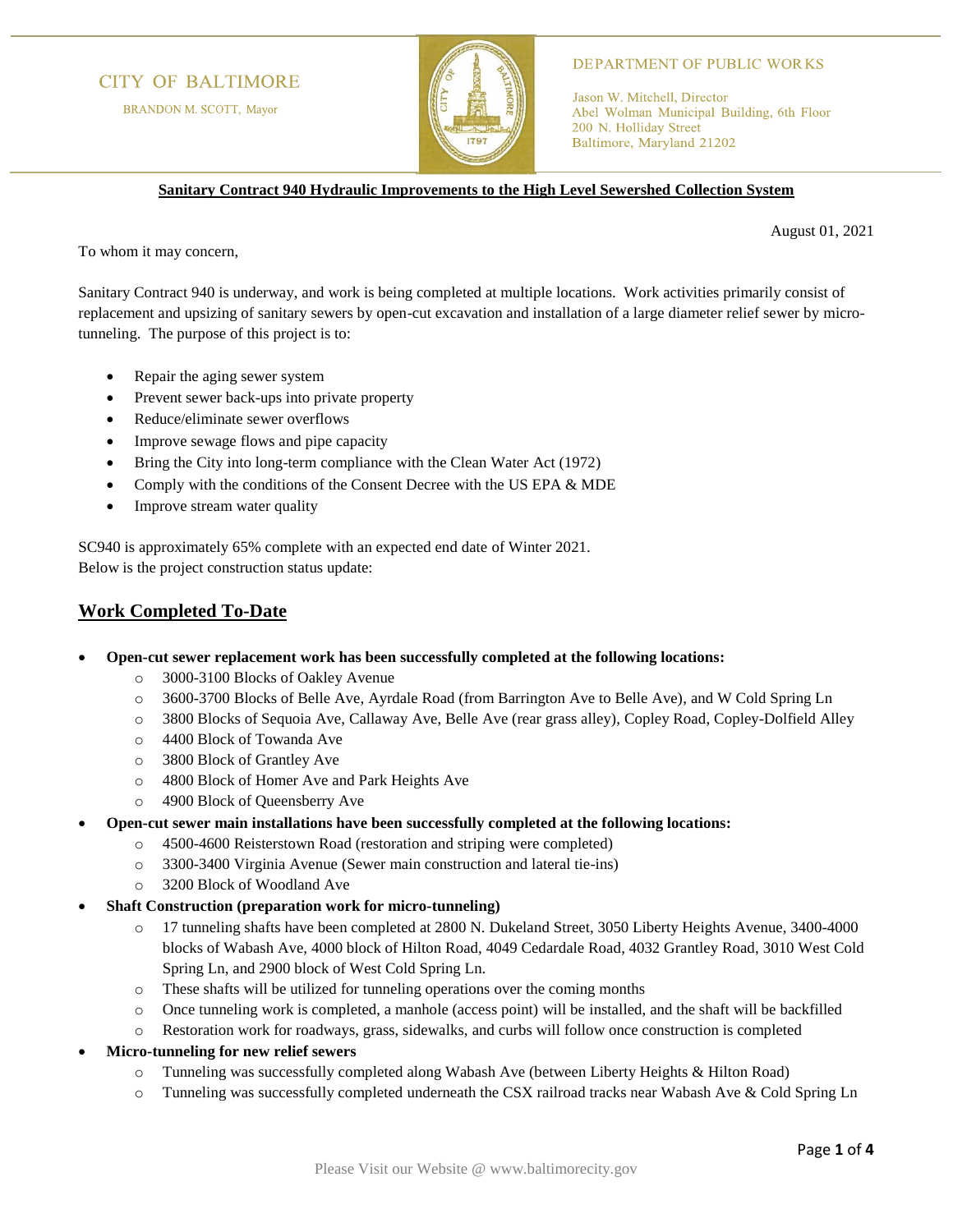CITY OF BALTIMORE

BRANDON M. SCOTT, Mayor

DEPARTMENT OF PUBLIC WORKS

Jason W. Mitchell, Director
Abel Wolman Municipal Building, 6th Floor
200 N. Holliday Street
Baltimore, Maryland 21202

**Sanitary Contract 940 Hydraulic Improvements to the High Level Sewershed Collection System**

August 01, 2021

To whom it may concern,

Sanitary Contract 940 is underway, and work is being completed at multiple locations. Work activities primarily consist of replacement and upsizing of sanitary sewers by open-cut excavation and installation of a large diameter relief sewer by micro-tunneling. The purpose of this project is to:

- Repair the aging sewer system
- Prevent sewer back-ups into private property
- Reduce/eliminate sewer overflows
- Improve sewage flows and pipe capacity
- Bring the City into long-term compliance with the Clean Water Act (1972)
- Comply with the conditions of the Consent Decree with the US EPA & MDE
- Improve stream water quality

SC940 is approximately 65% complete with an expected end date of Winter 2021.
Below is the project construction status update:

## Work Completed To-Date

- **Open-cut sewer replacement work has been successfully completed at the following locations:**
    - 3000-3100 Blocks of Oakley Avenue
    - 3600-3700 Blocks of Belle Ave, Ayrdale Road (from Barrington Ave to Belle Ave), and W Cold Spring Ln
    - 3800 Blocks of Sequoia Ave, Callaway Ave, Belle Ave (rear grass alley), Copley Road, Copley-Dolfield Alley
    - 4400 Block of Towanda Ave
    - 3800 Block of Grantley Ave
    - 4800 Block of Homer Ave and Park Heights Ave
    - 4900 Block of Queensberry Ave
- **Open-cut sewer main installations have been successfully completed at the following locations:**
    - 4500-4600 Reisterstown Road (restoration and striping were completed)
    - 3300-3400 Virginia Avenue (Sewer main construction and lateral tie-ins)
    - 3200 Block of Woodland Ave
- **Shaft Construction (preparation work for micro-tunneling)**
    - 17 tunneling shafts have been completed at 2800 N. Dukeland Street, 3050 Liberty Heights Avenue, 3400-4000 blocks of Wabash Ave, 4000 block of Hilton Road, 4049 Cedardale Road, 4032 Grantley Road, 3010 West Cold Spring Ln, and 2900 block of West Cold Spring Ln.
    - These shafts will be utilized for tunneling operations over the coming months
    - Once tunneling work is completed, a manhole (access point) will be installed, and the shaft will be backfilled
    - Restoration work for roadways, grass, sidewalks, and curbs will follow once construction is completed
- **Micro-tunneling for new relief sewers**
    - Tunneling was successfully completed along Wabash Ave (between Liberty Heights & Hilton Road)
    - Tunneling was successfully completed underneath the CSX railroad tracks near Wabash Ave & Cold Spring Ln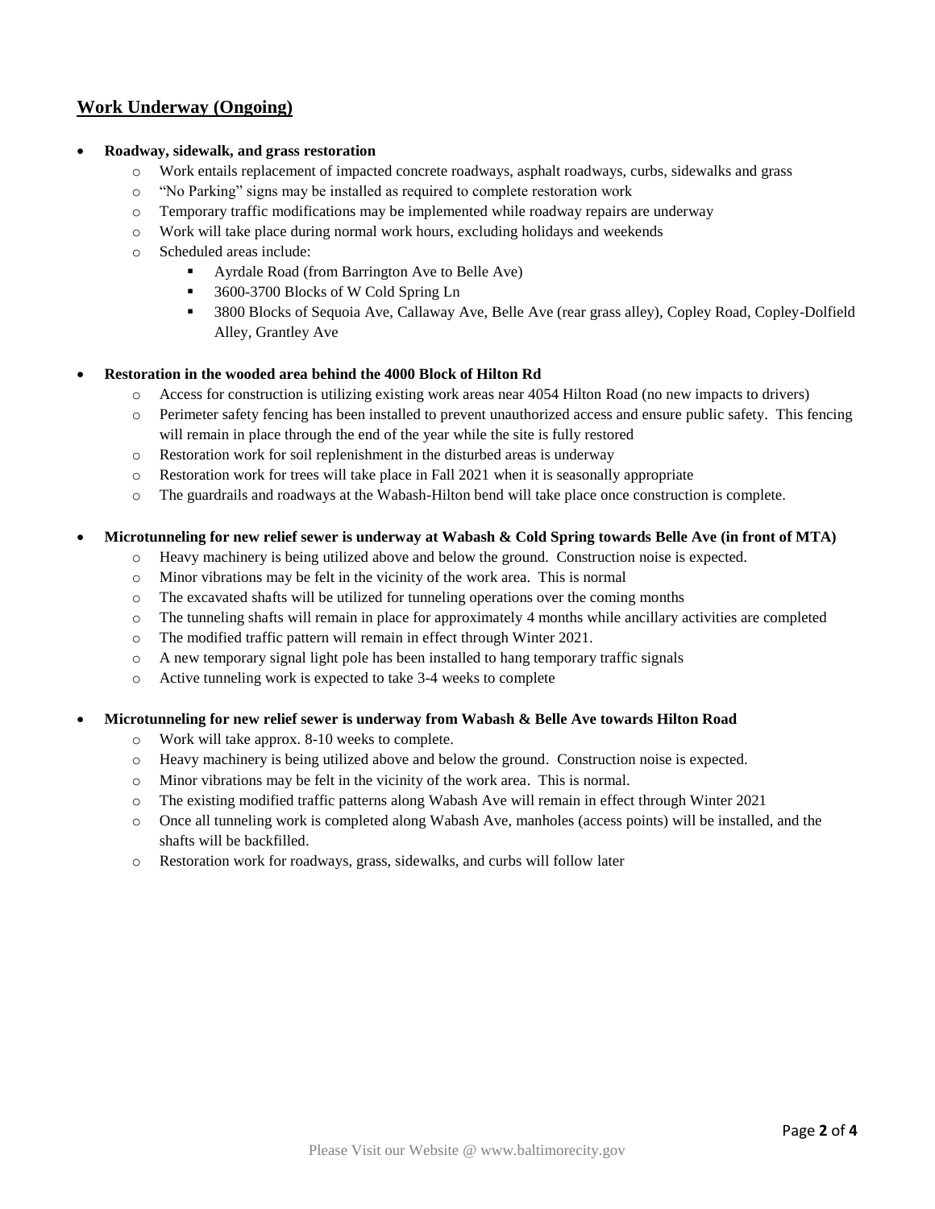## Work Underway (Ongoing)

- **Roadway, sidewalk, and grass restoration**
  - Work entails replacement of impacted concrete roadways, asphalt roadways, curbs, sidewalks and grass
  - "No Parking" signs may be installed as required to complete restoration work
  - Temporary traffic modifications may be implemented while roadway repairs are underway
  - Work will take place during normal work hours, excluding holidays and weekends
  - Scheduled areas include:
    - Ayrdale Road (from Barrington Ave to Belle Ave)
    - 3600-3700 Blocks of W Cold Spring Ln
    - 3800 Blocks of Sequoia Ave, Callaway Ave, Belle Ave (rear grass alley), Copley Road, Copley-Dolfield Alley, Grantley Ave

- **Restoration in the wooded area behind the 4000 Block of Hilton Rd**
  - Access for construction is utilizing existing work areas near 4054 Hilton Road (no new impacts to drivers)
  - Perimeter safety fencing has been installed to prevent unauthorized access and ensure public safety. This fencing will remain in place through the end of the year while the site is fully restored
  - Restoration work for soil replenishment in the disturbed areas is underway
  - Restoration work for trees will take place in Fall 2021 when it is seasonally appropriate
  - The guardrails and roadways at the Wabash-Hilton bend will take place once construction is complete.

- **Microtunneling for new relief sewer is underway at Wabash & Cold Spring towards Belle Ave (in front of MTA)**
  - Heavy machinery is being utilized above and below the ground. Construction noise is expected.
  - Minor vibrations may be felt in the vicinity of the work area. This is normal
  - The excavated shafts will be utilized for tunneling operations over the coming months
  - The tunneling shafts will remain in place for approximately 4 months while ancillary activities are completed
  - The modified traffic pattern will remain in effect through Winter 2021.
  - A new temporary signal light pole has been installed to hang temporary traffic signals
  - Active tunneling work is expected to take 3-4 weeks to complete

- **Microtunneling for new relief sewer is underway from Wabash & Belle Ave towards Hilton Road**
  - Work will take approx. 8-10 weeks to complete.
  - Heavy machinery is being utilized above and below the ground. Construction noise is expected.
  - Minor vibrations may be felt in the vicinity of the work area. This is normal.
  - The existing modified traffic patterns along Wabash Ave will remain in effect through Winter 2021
  - Once all tunneling work is completed along Wabash Ave, manholes (access points) will be installed, and the shafts will be backfilled.
  - Restoration work for roadways, grass, sidewalks, and curbs will follow later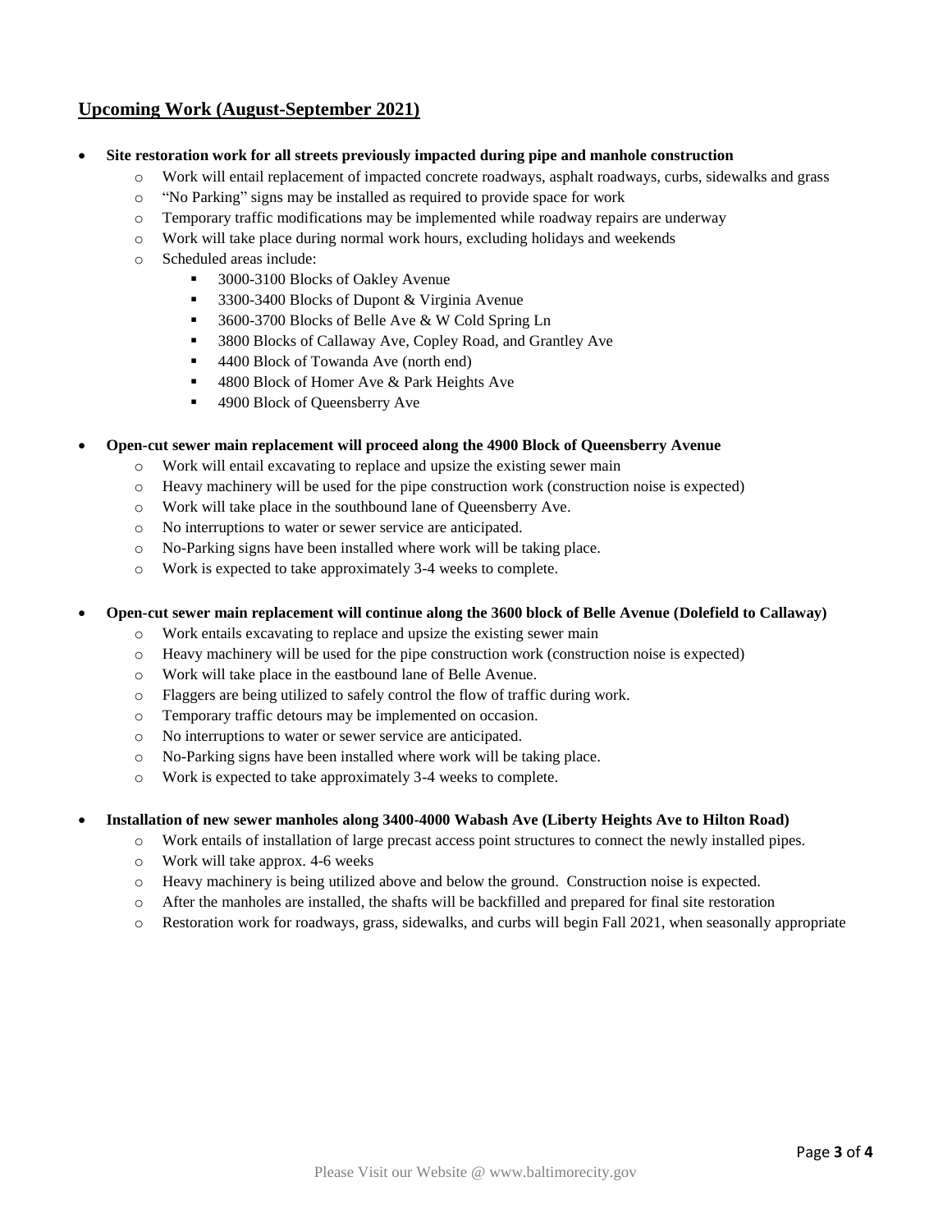## Upcoming Work (August-September 2021)

- **Site restoration work for all streets previously impacted during pipe and manhole construction**
  - Work will entail replacement of impacted concrete roadways, asphalt roadways, curbs, sidewalks and grass
  - "No Parking" signs may be installed as required to provide space for work
  - Temporary traffic modifications may be implemented while roadway repairs are underway
  - Work will take place during normal work hours, excluding holidays and weekends
  - Scheduled areas include:
    - 3000-3100 Blocks of Oakley Avenue
    - 3300-3400 Blocks of Dupont & Virginia Avenue
    - 3600-3700 Blocks of Belle Ave & W Cold Spring Ln
    - 3800 Blocks of Callaway Ave, Copley Road, and Grantley Ave
    - 4400 Block of Towanda Ave (north end)
    - 4800 Block of Homer Ave & Park Heights Ave
    - 4900 Block of Queensberry Ave

- **Open-cut sewer main replacement will proceed along the 4900 Block of Queensberry Avenue**
  - Work will entail excavating to replace and upsize the existing sewer main
  - Heavy machinery will be used for the pipe construction work (construction noise is expected)
  - Work will take place in the southbound lane of Queensberry Ave.
  - No interruptions to water or sewer service are anticipated.
  - No-Parking signs have been installed where work will be taking place.
  - Work is expected to take approximately 3-4 weeks to complete.

- **Open-cut sewer main replacement will continue along the 3600 block of Belle Avenue (Dolefield to Callaway)**
  - Work entails excavating to replace and upsize the existing sewer main
  - Heavy machinery will be used for the pipe construction work (construction noise is expected)
  - Work will take place in the eastbound lane of Belle Avenue.
  - Flaggers are being utilized to safely control the flow of traffic during work.
  - Temporary traffic detours may be implemented on occasion.
  - No interruptions to water or sewer service are anticipated.
  - No-Parking signs have been installed where work will be taking place.
  - Work is expected to take approximately 3-4 weeks to complete.

- **Installation of new sewer manholes along 3400-4000 Wabash Ave (Liberty Heights Ave to Hilton Road)**
  - Work entails of installation of large precast access point structures to connect the newly installed pipes.
  - Work will take approx. 4-6 weeks
  - Heavy machinery is being utilized above and below the ground. Construction noise is expected.
  - After the manholes are installed, the shafts will be backfilled and prepared for final site restoration
  - Restoration work for roadways, grass, sidewalks, and curbs will begin Fall 2021, when seasonally appropriate

Please Visit our Website @ www.baltimorecity.gov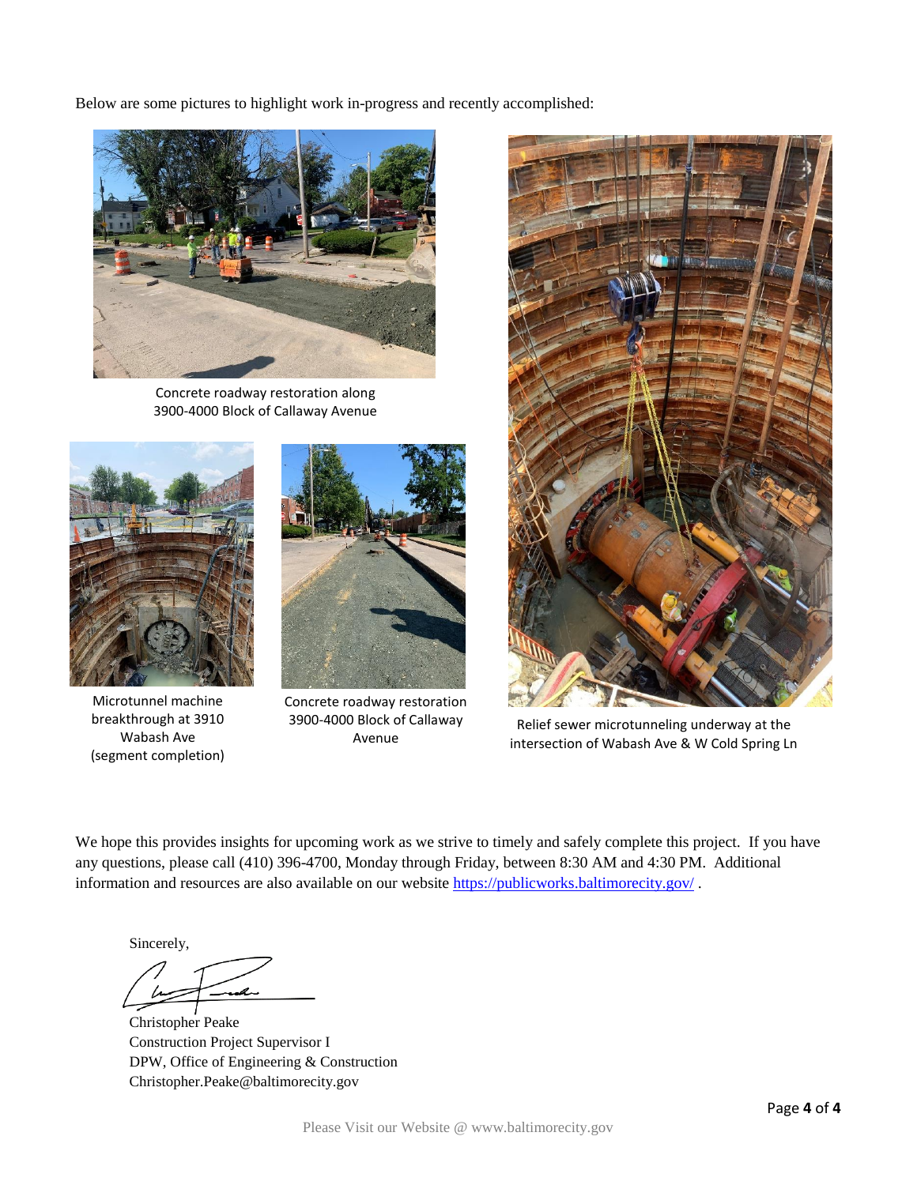Below are some pictures to highlight work in-progress and recently accomplished:

Concrete roadway restoration along 3900-4000 Block of Callaway Avenue

Microtunnel machine breakthrough at 3910 Wabash Ave (segment completion)

Concrete roadway restoration 3900-4000 Block of Callaway Avenue

Relief sewer microtunneling underway at the intersection of Wabash Ave & W Cold Spring Ln

We hope this provides insights for upcoming work as we strive to timely and safely complete this project. If you have any questions, please call (410) 396-4700, Monday through Friday, between 8:30 AM and 4:30 PM. Additional information and resources are also available on our website https://publicworks.baltimorecity.gov/ .

Sincerely,

Christopher Peake
Construction Project Supervisor I
DPW, Office of Engineering & Construction
Christopher.Peake@baltimorecity.gov